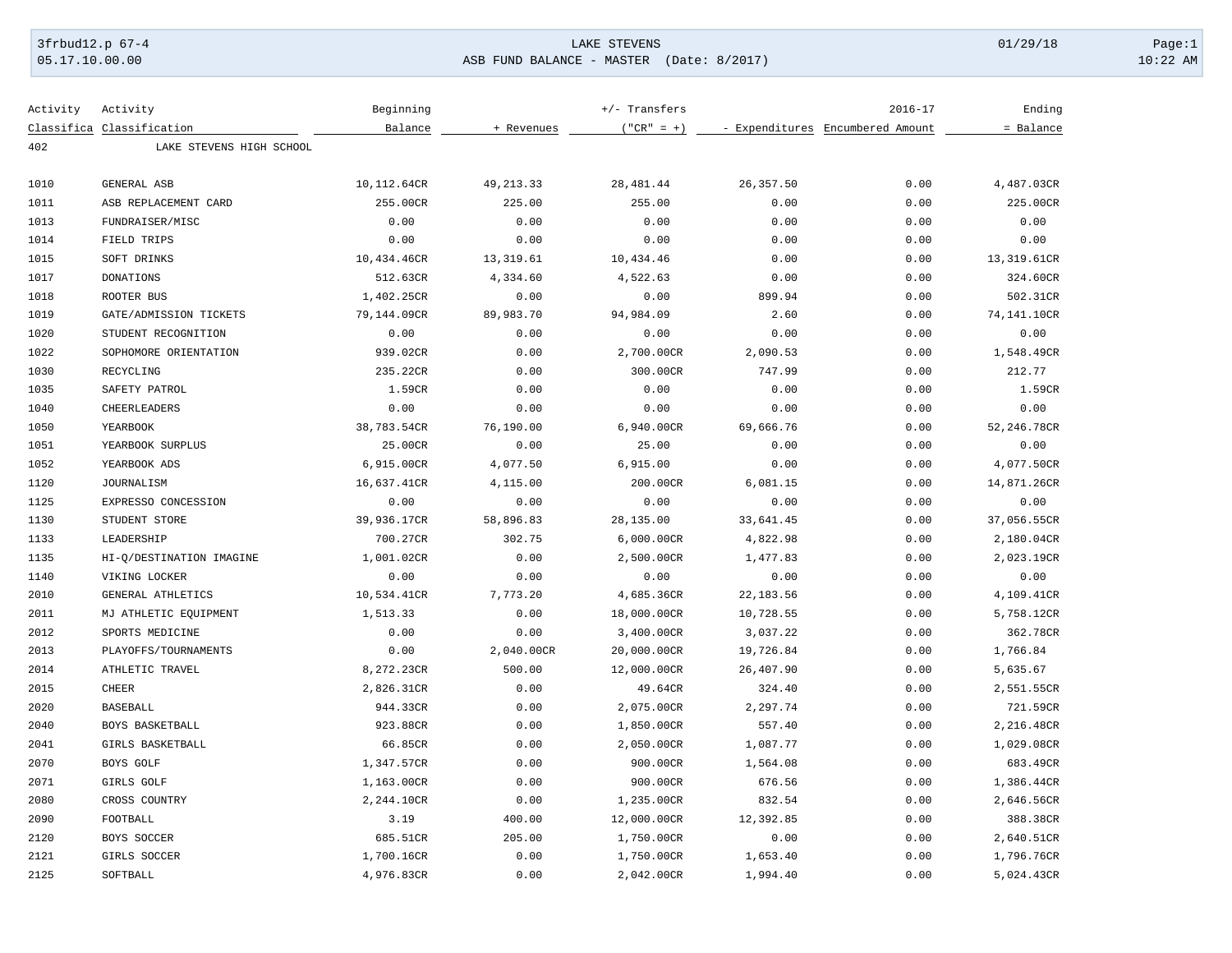| Activity Classifica | Activity Classification | Beginning Balance | + Revenues | +/- Transfers ("CR" = +) | - Expenditures | 2016-17 Encumbered Amount | Ending = Balance |
|---|---|---|---|---|---|---|---|
| 402 | LAKE STEVENS HIGH SCHOOL | | | | | | |
| 1010 | GENERAL ASB | 10,112.64CR | 49,213.33 | 28,481.44 | 26,357.50 | 0.00 | 4,487.03CR |
| 1011 | ASB REPLACEMENT CARD | 255.00CR | 225.00 | 255.00 | 0.00 | 0.00 | 225.00CR |
| 1013 | FUNDRAISER/MISC | 0.00 | 0.00 | 0.00 | 0.00 | 0.00 | 0.00 |
| 1014 | FIELD TRIPS | 0.00 | 0.00 | 0.00 | 0.00 | 0.00 | 0.00 |
| 1015 | SOFT DRINKS | 10,434.46CR | 13,319.61 | 10,434.46 | 0.00 | 0.00 | 13,319.61CR |
| 1017 | DONATIONS | 512.63CR | 4,334.60 | 4,522.63 | 0.00 | 0.00 | 324.60CR |
| 1018 | ROOTER BUS | 1,402.25CR | 0.00 | 0.00 | 899.94 | 0.00 | 502.31CR |
| 1019 | GATE/ADMISSION TICKETS | 79,144.09CR | 89,983.70 | 94,984.09 | 2.60 | 0.00 | 74,141.10CR |
| 1020 | STUDENT RECOGNITION | 0.00 | 0.00 | 0.00 | 0.00 | 0.00 | 0.00 |
| 1022 | SOPHOMORE ORIENTATION | 939.02CR | 0.00 | 2,700.00CR | 2,090.53 | 0.00 | 1,548.49CR |
| 1030 | RECYCLING | 235.22CR | 0.00 | 300.00CR | 747.99 | 0.00 | 212.77 |
| 1035 | SAFETY PATROL | 1.59CR | 0.00 | 0.00 | 0.00 | 0.00 | 1.59CR |
| 1040 | CHEERLEADERS | 0.00 | 0.00 | 0.00 | 0.00 | 0.00 | 0.00 |
| 1050 | YEARBOOK | 38,783.54CR | 76,190.00 | 6,940.00CR | 69,666.76 | 0.00 | 52,246.78CR |
| 1051 | YEARBOOK SURPLUS | 25.00CR | 0.00 | 25.00 | 0.00 | 0.00 | 0.00 |
| 1052 | YEARBOOK ADS | 6,915.00CR | 4,077.50 | 6,915.00 | 0.00 | 0.00 | 4,077.50CR |
| 1120 | JOURNALISM | 16,637.41CR | 4,115.00 | 200.00CR | 6,081.15 | 0.00 | 14,871.26CR |
| 1125 | EXPRESSO CONCESSION | 0.00 | 0.00 | 0.00 | 0.00 | 0.00 | 0.00 |
| 1130 | STUDENT STORE | 39,936.17CR | 58,896.83 | 28,135.00 | 33,641.45 | 0.00 | 37,056.55CR |
| 1133 | LEADERSHIP | 700.27CR | 302.75 | 6,000.00CR | 4,822.98 | 0.00 | 2,180.04CR |
| 1135 | HI-Q/DESTINATION IMAGINE | 1,001.02CR | 0.00 | 2,500.00CR | 1,477.83 | 0.00 | 2,023.19CR |
| 1140 | VIKING LOCKER | 0.00 | 0.00 | 0.00 | 0.00 | 0.00 | 0.00 |
| 2010 | GENERAL ATHLETICS | 10,534.41CR | 7,773.20 | 4,685.36CR | 22,183.56 | 0.00 | 4,109.41CR |
| 2011 | MJ ATHLETIC EQUIPMENT | 1,513.33 | 0.00 | 18,000.00CR | 10,728.55 | 0.00 | 5,758.12CR |
| 2012 | SPORTS MEDICINE | 0.00 | 0.00 | 3,400.00CR | 3,037.22 | 0.00 | 362.78CR |
| 2013 | PLAYOFFS/TOURNAMENTS | 0.00 | 2,040.00CR | 20,000.00CR | 19,726.84 | 0.00 | 1,766.84 |
| 2014 | ATHLETIC TRAVEL | 8,272.23CR | 500.00 | 12,000.00CR | 26,407.90 | 0.00 | 5,635.67 |
| 2015 | CHEER | 2,826.31CR | 0.00 | 49.64CR | 324.40 | 0.00 | 2,551.55CR |
| 2020 | BASEBALL | 944.33CR | 0.00 | 2,075.00CR | 2,297.74 | 0.00 | 721.59CR |
| 2040 | BOYS BASKETBALL | 923.88CR | 0.00 | 1,850.00CR | 557.40 | 0.00 | 2,216.48CR |
| 2041 | GIRLS BASKETBALL | 66.85CR | 0.00 | 2,050.00CR | 1,087.77 | 0.00 | 1,029.08CR |
| 2070 | BOYS GOLF | 1,347.57CR | 0.00 | 900.00CR | 1,564.08 | 0.00 | 683.49CR |
| 2071 | GIRLS GOLF | 1,163.00CR | 0.00 | 900.00CR | 676.56 | 0.00 | 1,386.44CR |
| 2080 | CROSS COUNTRY | 2,244.10CR | 0.00 | 1,235.00CR | 832.54 | 0.00 | 2,646.56CR |
| 2090 | FOOTBALL | 3.19 | 400.00 | 12,000.00CR | 12,392.85 | 0.00 | 388.38CR |
| 2120 | BOYS SOCCER | 685.51CR | 205.00 | 1,750.00CR | 0.00 | 0.00 | 2,640.51CR |
| 2121 | GIRLS SOCCER | 1,700.16CR | 0.00 | 1,750.00CR | 1,653.40 | 0.00 | 1,796.76CR |
| 2125 | SOFTBALL | 4,976.83CR | 0.00 | 2,042.00CR | 1,994.40 | 0.00 | 5,024.43CR |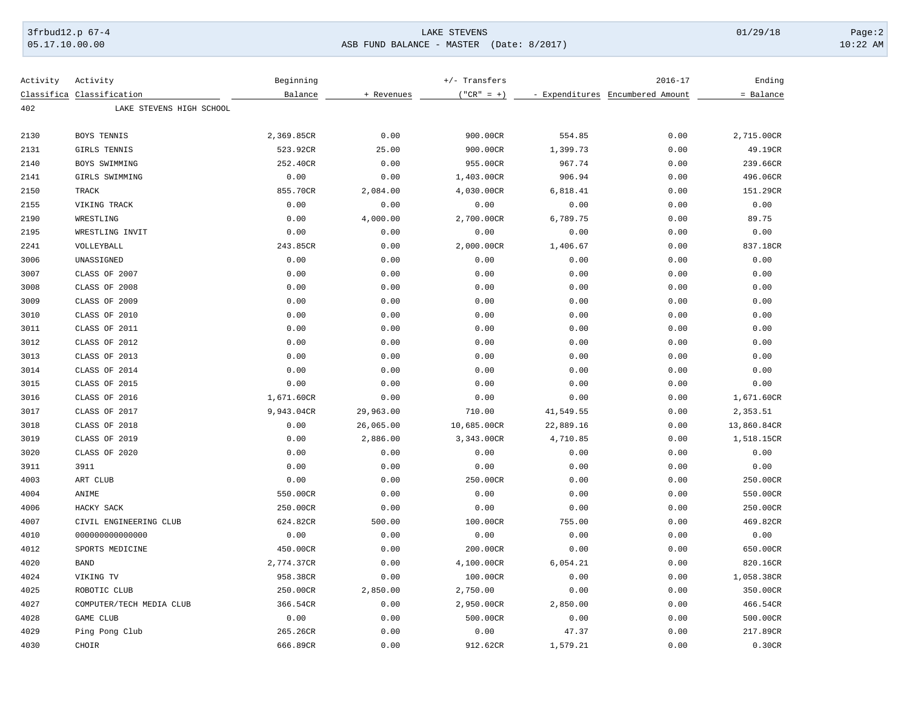| Activity Classifica | Activity Classification | Beginning Balance | + Revenues | +/- Transfers ("CR" = +) | - Expenditures | 2016-17 Encumbered Amount | Ending = Balance |
|---|---|---|---|---|---|---|---|
| 402 | LAKE STEVENS HIGH SCHOOL | | | | | | |
| 2130 | BOYS TENNIS | 2,369.85CR | 0.00 | 900.00CR | 554.85 | 0.00 | 2,715.00CR |
| 2131 | GIRLS TENNIS | 523.92CR | 25.00 | 900.00CR | 1,399.73 | 0.00 | 49.19CR |
| 2140 | BOYS SWIMMING | 252.40CR | 0.00 | 955.00CR | 967.74 | 0.00 | 239.66CR |
| 2141 | GIRLS SWIMMING | 0.00 | 0.00 | 1,403.00CR | 906.94 | 0.00 | 496.06CR |
| 2150 | TRACK | 855.70CR | 2,084.00 | 4,030.00CR | 6,818.41 | 0.00 | 151.29CR |
| 2155 | VIKING TRACK | 0.00 | 0.00 | 0.00 | 0.00 | 0.00 | 0.00 |
| 2190 | WRESTLING | 0.00 | 4,000.00 | 2,700.00CR | 6,789.75 | 0.00 | 89.75 |
| 2195 | WRESTLING INVIT | 0.00 | 0.00 | 0.00 | 0.00 | 0.00 | 0.00 |
| 2241 | VOLLEYBALL | 243.85CR | 0.00 | 2,000.00CR | 1,406.67 | 0.00 | 837.18CR |
| 3006 | UNASSIGNED | 0.00 | 0.00 | 0.00 | 0.00 | 0.00 | 0.00 |
| 3007 | CLASS OF 2007 | 0.00 | 0.00 | 0.00 | 0.00 | 0.00 | 0.00 |
| 3008 | CLASS OF 2008 | 0.00 | 0.00 | 0.00 | 0.00 | 0.00 | 0.00 |
| 3009 | CLASS OF 2009 | 0.00 | 0.00 | 0.00 | 0.00 | 0.00 | 0.00 |
| 3010 | CLASS OF 2010 | 0.00 | 0.00 | 0.00 | 0.00 | 0.00 | 0.00 |
| 3011 | CLASS OF 2011 | 0.00 | 0.00 | 0.00 | 0.00 | 0.00 | 0.00 |
| 3012 | CLASS OF 2012 | 0.00 | 0.00 | 0.00 | 0.00 | 0.00 | 0.00 |
| 3013 | CLASS OF 2013 | 0.00 | 0.00 | 0.00 | 0.00 | 0.00 | 0.00 |
| 3014 | CLASS OF 2014 | 0.00 | 0.00 | 0.00 | 0.00 | 0.00 | 0.00 |
| 3015 | CLASS OF 2015 | 0.00 | 0.00 | 0.00 | 0.00 | 0.00 | 0.00 |
| 3016 | CLASS OF 2016 | 1,671.60CR | 0.00 | 0.00 | 0.00 | 0.00 | 1,671.60CR |
| 3017 | CLASS OF 2017 | 9,943.04CR | 29,963.00 | 710.00 | 41,549.55 | 0.00 | 2,353.51 |
| 3018 | CLASS OF 2018 | 0.00 | 26,065.00 | 10,685.00CR | 22,889.16 | 0.00 | 13,860.84CR |
| 3019 | CLASS OF 2019 | 0.00 | 2,886.00 | 3,343.00CR | 4,710.85 | 0.00 | 1,518.15CR |
| 3020 | CLASS OF 2020 | 0.00 | 0.00 | 0.00 | 0.00 | 0.00 | 0.00 |
| 3911 | 3911 | 0.00 | 0.00 | 0.00 | 0.00 | 0.00 | 0.00 |
| 4003 | ART CLUB | 0.00 | 0.00 | 250.00CR | 0.00 | 0.00 | 250.00CR |
| 4004 | ANIME | 550.00CR | 0.00 | 0.00 | 0.00 | 0.00 | 550.00CR |
| 4006 | HACKY SACK | 250.00CR | 0.00 | 0.00 | 0.00 | 0.00 | 250.00CR |
| 4007 | CIVIL ENGINEERING CLUB | 624.82CR | 500.00 | 100.00CR | 755.00 | 0.00 | 469.82CR |
| 4010 | 000000000000000 | 0.00 | 0.00 | 0.00 | 0.00 | 0.00 | 0.00 |
| 4012 | SPORTS MEDICINE | 450.00CR | 0.00 | 200.00CR | 0.00 | 0.00 | 650.00CR |
| 4020 | BAND | 2,774.37CR | 0.00 | 4,100.00CR | 6,054.21 | 0.00 | 820.16CR |
| 4024 | VIKING TV | 958.38CR | 0.00 | 100.00CR | 0.00 | 0.00 | 1,058.38CR |
| 4025 | ROBOTIC CLUB | 250.00CR | 2,850.00 | 2,750.00 | 0.00 | 0.00 | 350.00CR |
| 4027 | COMPUTER/TECH MEDIA CLUB | 366.54CR | 0.00 | 2,950.00CR | 2,850.00 | 0.00 | 466.54CR |
| 4028 | GAME CLUB | 0.00 | 0.00 | 500.00CR | 0.00 | 0.00 | 500.00CR |
| 4029 | Ping Pong Club | 265.26CR | 0.00 | 0.00 | 47.37 | 0.00 | 217.89CR |
| 4030 | CHOIR | 666.89CR | 0.00 | 912.62CR | 1,579.21 | 0.00 | 0.30CR |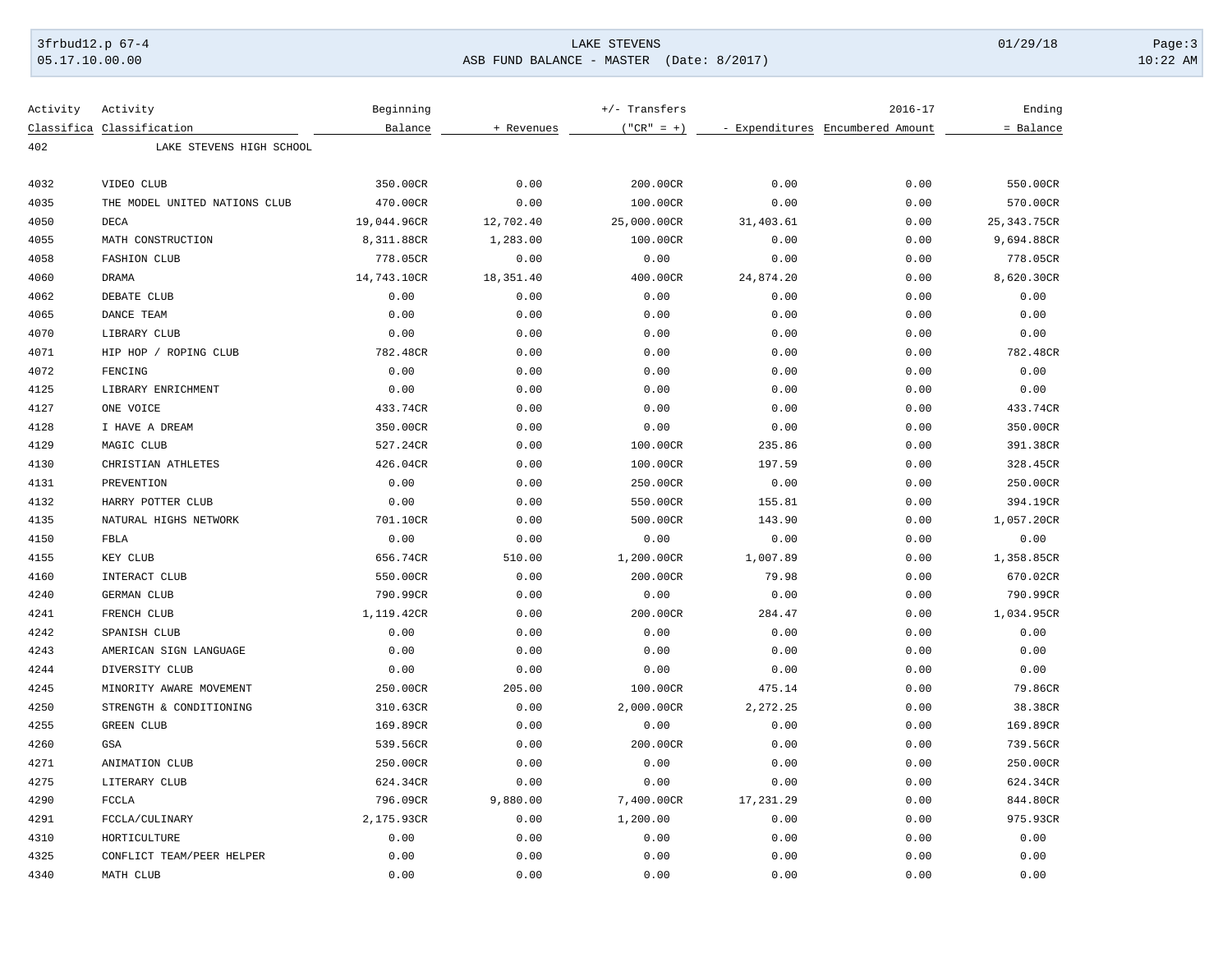| Activity Classifica | Activity Classification | Beginning Balance | + Revenues | +/- Transfers ("CR" = +) | - Expenditures | 2016-17 Encumbered Amount | Ending = Balance |
|---|---|---|---|---|---|---|---|
| 402 | LAKE STEVENS HIGH SCHOOL | | | | | | |
| 4032 | VIDEO CLUB | 350.00CR | 0.00 | 200.00CR | 0.00 | 0.00 | 550.00CR |
| 4035 | THE MODEL UNITED NATIONS CLUB | 470.00CR | 0.00 | 100.00CR | 0.00 | 0.00 | 570.00CR |
| 4050 | DECA | 19,044.96CR | 12,702.40 | 25,000.00CR | 31,403.61 | 0.00 | 25,343.75CR |
| 4055 | MATH CONSTRUCTION | 8,311.88CR | 1,283.00 | 100.00CR | 0.00 | 0.00 | 9,694.88CR |
| 4058 | FASHION CLUB | 778.05CR | 0.00 | 0.00 | 0.00 | 0.00 | 778.05CR |
| 4060 | DRAMA | 14,743.10CR | 18,351.40 | 400.00CR | 24,874.20 | 0.00 | 8,620.30CR |
| 4062 | DEBATE CLUB | 0.00 | 0.00 | 0.00 | 0.00 | 0.00 | 0.00 |
| 4065 | DANCE TEAM | 0.00 | 0.00 | 0.00 | 0.00 | 0.00 | 0.00 |
| 4070 | LIBRARY CLUB | 0.00 | 0.00 | 0.00 | 0.00 | 0.00 | 0.00 |
| 4071 | HIP HOP / ROPING CLUB | 782.48CR | 0.00 | 0.00 | 0.00 | 0.00 | 782.48CR |
| 4072 | FENCING | 0.00 | 0.00 | 0.00 | 0.00 | 0.00 | 0.00 |
| 4125 | LIBRARY ENRICHMENT | 0.00 | 0.00 | 0.00 | 0.00 | 0.00 | 0.00 |
| 4127 | ONE VOICE | 433.74CR | 0.00 | 0.00 | 0.00 | 0.00 | 433.74CR |
| 4128 | I HAVE A DREAM | 350.00CR | 0.00 | 0.00 | 0.00 | 0.00 | 350.00CR |
| 4129 | MAGIC CLUB | 527.24CR | 0.00 | 100.00CR | 235.86 | 0.00 | 391.38CR |
| 4130 | CHRISTIAN ATHLETES | 426.04CR | 0.00 | 100.00CR | 197.59 | 0.00 | 328.45CR |
| 4131 | PREVENTION | 0.00 | 0.00 | 250.00CR | 0.00 | 0.00 | 250.00CR |
| 4132 | HARRY POTTER CLUB | 0.00 | 0.00 | 550.00CR | 155.81 | 0.00 | 394.19CR |
| 4135 | NATURAL HIGHS NETWORK | 701.10CR | 0.00 | 500.00CR | 143.90 | 0.00 | 1,057.20CR |
| 4150 | FBLA | 0.00 | 0.00 | 0.00 | 0.00 | 0.00 | 0.00 |
| 4155 | KEY CLUB | 656.74CR | 510.00 | 1,200.00CR | 1,007.89 | 0.00 | 1,358.85CR |
| 4160 | INTERACT CLUB | 550.00CR | 0.00 | 200.00CR | 79.98 | 0.00 | 670.02CR |
| 4240 | GERMAN CLUB | 790.99CR | 0.00 | 0.00 | 0.00 | 0.00 | 790.99CR |
| 4241 | FRENCH CLUB | 1,119.42CR | 0.00 | 200.00CR | 284.47 | 0.00 | 1,034.95CR |
| 4242 | SPANISH CLUB | 0.00 | 0.00 | 0.00 | 0.00 | 0.00 | 0.00 |
| 4243 | AMERICAN SIGN LANGUAGE | 0.00 | 0.00 | 0.00 | 0.00 | 0.00 | 0.00 |
| 4244 | DIVERSITY CLUB | 0.00 | 0.00 | 0.00 | 0.00 | 0.00 | 0.00 |
| 4245 | MINORITY AWARE MOVEMENT | 250.00CR | 205.00 | 100.00CR | 475.14 | 0.00 | 79.86CR |
| 4250 | STRENGTH & CONDITIONING | 310.63CR | 0.00 | 2,000.00CR | 2,272.25 | 0.00 | 38.38CR |
| 4255 | GREEN CLUB | 169.89CR | 0.00 | 0.00 | 0.00 | 0.00 | 169.89CR |
| 4260 | GSA | 539.56CR | 0.00 | 200.00CR | 0.00 | 0.00 | 739.56CR |
| 4271 | ANIMATION CLUB | 250.00CR | 0.00 | 0.00 | 0.00 | 0.00 | 250.00CR |
| 4275 | LITERARY CLUB | 624.34CR | 0.00 | 0.00 | 0.00 | 0.00 | 624.34CR |
| 4290 | FCCLA | 796.09CR | 9,880.00 | 7,400.00CR | 17,231.29 | 0.00 | 844.80CR |
| 4291 | FCCLA/CULINARY | 2,175.93CR | 0.00 | 1,200.00 | 0.00 | 0.00 | 975.93CR |
| 4310 | HORTICULTURE | 0.00 | 0.00 | 0.00 | 0.00 | 0.00 | 0.00 |
| 4325 | CONFLICT TEAM/PEER HELPER | 0.00 | 0.00 | 0.00 | 0.00 | 0.00 | 0.00 |
| 4340 | MATH CLUB | 0.00 | 0.00 | 0.00 | 0.00 | 0.00 | 0.00 |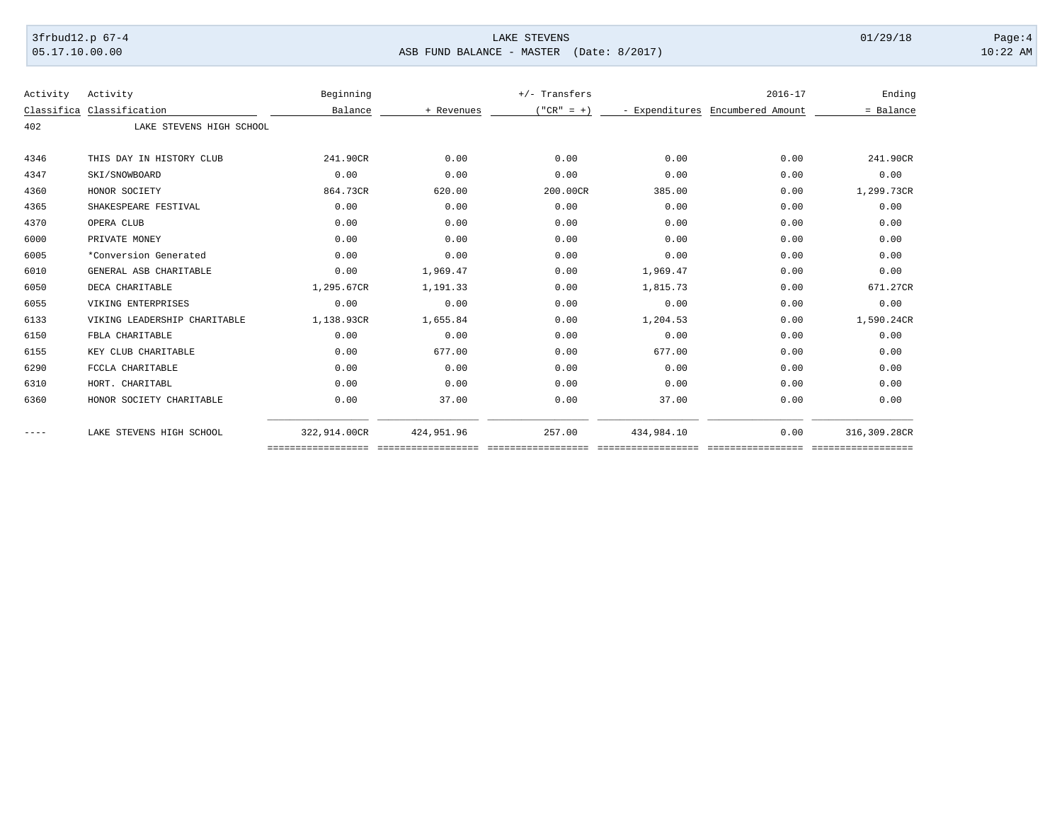| Activity Classifica | Activity Classification | Beginning Balance | + Revenues | +/- Transfers ("CR" = +) | - Expenditures | 2016-17 Encumbered Amount | Ending = Balance |
|---|---|---|---|---|---|---|---|
| 402 | LAKE STEVENS HIGH SCHOOL | | | | | | |
| 4346 | THIS DAY IN HISTORY CLUB | 241.90CR | 0.00 | 0.00 | 0.00 | 0.00 | 241.90CR |
| 4347 | SKI/SNOWBOARD | 0.00 | 0.00 | 0.00 | 0.00 | 0.00 | 0.00 |
| 4360 | HONOR SOCIETY | 864.73CR | 620.00 | 200.00CR | 385.00 | 0.00 | 1,299.73CR |
| 4365 | SHAKESPEARE FESTIVAL | 0.00 | 0.00 | 0.00 | 0.00 | 0.00 | 0.00 |
| 4370 | OPERA CLUB | 0.00 | 0.00 | 0.00 | 0.00 | 0.00 | 0.00 |
| 6000 | PRIVATE MONEY | 0.00 | 0.00 | 0.00 | 0.00 | 0.00 | 0.00 |
| 6005 | *Conversion Generated | 0.00 | 0.00 | 0.00 | 0.00 | 0.00 | 0.00 |
| 6010 | GENERAL ASB CHARITABLE | 0.00 | 1,969.47 | 0.00 | 1,969.47 | 0.00 | 0.00 |
| 6050 | DECA CHARITABLE | 1,295.67CR | 1,191.33 | 0.00 | 1,815.73 | 0.00 | 671.27CR |
| 6055 | VIKING ENTERPRISES | 0.00 | 0.00 | 0.00 | 0.00 | 0.00 | 0.00 |
| 6133 | VIKING LEADERSHIP CHARITABLE | 1,138.93CR | 1,655.84 | 0.00 | 1,204.53 | 0.00 | 1,590.24CR |
| 6150 | FBLA CHARITABLE | 0.00 | 0.00 | 0.00 | 0.00 | 0.00 | 0.00 |
| 6155 | KEY CLUB CHARITABLE | 0.00 | 677.00 | 0.00 | 677.00 | 0.00 | 0.00 |
| 6290 | FCCLA CHARITABLE | 0.00 | 0.00 | 0.00 | 0.00 | 0.00 | 0.00 |
| 6310 | HORT. CHARITABL | 0.00 | 0.00 | 0.00 | 0.00 | 0.00 | 0.00 |
| 6360 | HONOR SOCIETY CHARITABLE | 0.00 | 37.00 | 0.00 | 37.00 | 0.00 | 0.00 |
| ---- | LAKE STEVENS HIGH SCHOOL | 322,914.00CR | 424,951.96 | 257.00 | 434,984.10 | 0.00 | 316,309.28CR |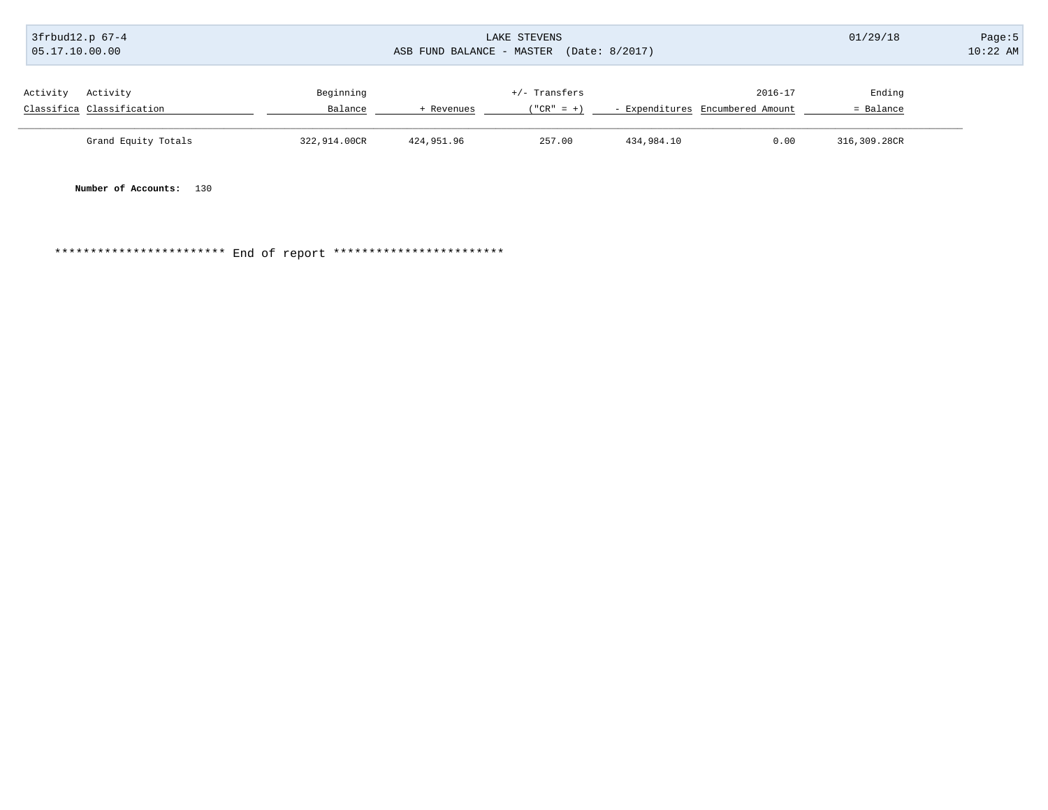| Activity Classifica | Activity Classification | Beginning Balance | + Revenues | +/- Transfers ("CR" = +) | - Expenditures | 2016-17 Encumbered Amount | Ending = Balance |
|---|---|---|---|---|---|---|---|
| | Grand Equity Totals | 322,914.00CR | 424,951.96 | 257.00 | 434,984.10 | 0.00 | 316,309.28CR |

**Number of Accounts:** 130

************************ End of report ************************